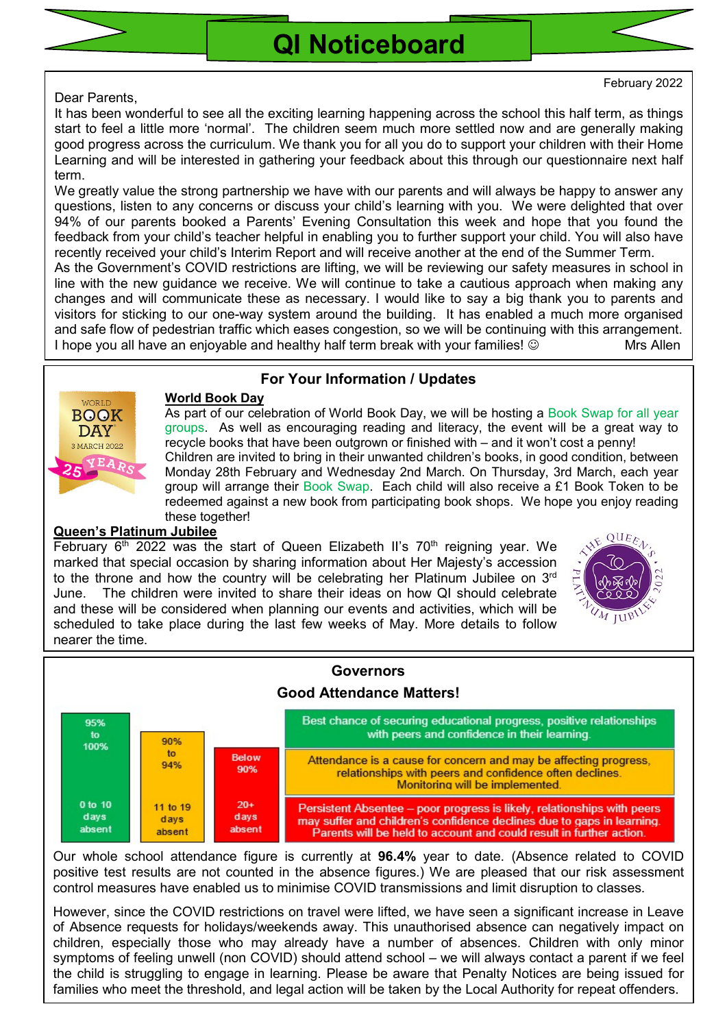# QI Noticeboard

February 2022

Dear Parents,

It has been wonderful to see all the exciting learning happening across the school this half term, as things start to feel a little more 'normal'. The children seem much more settled now and are generally making good progress across the curriculum. We thank you for all you do to support your children with their Home Learning and will be interested in gathering your feedback about this through our questionnaire next half term.

We greatly value the strong partnership we have with our parents and will always be happy to answer any questions, listen to any concerns or discuss your child's learning with you. We were delighted that over 94% of our parents booked a Parents' Evening Consultation this week and hope that you found the feedback from your child's teacher helpful in enabling you to further support your child. You will also have recently received your child's Interim Report and will receive another at the end of the Summer Term.

As the Government's COVID restrictions are lifting, we will be reviewing our safety measures in school in line with the new guidance we receive. We will continue to take a cautious approach when making any changes and will communicate these as necessary. I would like to say a big thank you to parents and visitors for sticking to our one-way system around the building. It has enabled a much more organised and safe flow of pedestrian traffic which eases congestion, so we will be continuing with this arrangement.

I hope you all have an enjoyable and healthy half term break with your families! ☺

Mrs Allen

## For Your Information / Updates

### World Book Day

As part of our celebration of World Book Day, we will be hosting a Book Swap for all year groups. As well as encouraging reading and literacy, the event will be a great way to recycle books that have been outgrown or finished with – and it won't cost a penny! Children are invited to bring in their unwanted children's books, in good condition, between Monday 28th February and Wednesday 2nd March. On Thursday, 3rd March, each year group will arrange their Book Swap. Each child will also receive a £1 Book Token to be redeemed against a new book from participating book shops. We hope you enjoy reading these together!

### Queen's Platinum Jubilee

February 6th 2022 was the start of Queen Elizabeth II's 70th reigning year. We marked that special occasion by sharing information about Her Majesty's accession to the throne and how the country will be celebrating her Platinum Jubilee on 3rd June. The children were invited to share their ideas on how QI should celebrate and these will be considered when planning our events and activities, which will be scheduled to take place during the last few weeks of May. More details to follow nearer the time.

## Governors

### Good Attendance Matters!

| Attendance | Days absent | |
|---|---|---|
| 95% to 100% | 0 to 10 days absent | Best chance of securing educational progress, positive relationships with peers and confidence in their learning. |
| 90% to 94% | 11 to 19 days absent | Attendance is a cause for concern and may be affecting progress, relationships with peers and confidence often declines. Monitoring will be implemented. |
| Below 90% | 20+ days absent | Persistent Absentee – poor progress is likely, relationships with peers may suffer and children's confidence declines due to gaps in learning. Parents will be held to account and could result in further action. |

Our whole school attendance figure is currently at **96.4%** year to date. (Absence related to COVID positive test results are not counted in the absence figures.) We are pleased that our risk assessment control measures have enabled us to minimise COVID transmissions and limit disruption to classes.

However, since the COVID restrictions on travel were lifted, we have seen a significant increase in Leave of Absence requests for holidays/weekends away. This unauthorised absence can negatively impact on children, especially those who may already have a number of absences. Children with only minor symptoms of feeling unwell (non COVID) should attend school – we will always contact a parent if we feel the child is struggling to engage in learning. Please be aware that Penalty Notices are being issued for families who meet the threshold, and legal action will be taken by the Local Authority for repeat offenders.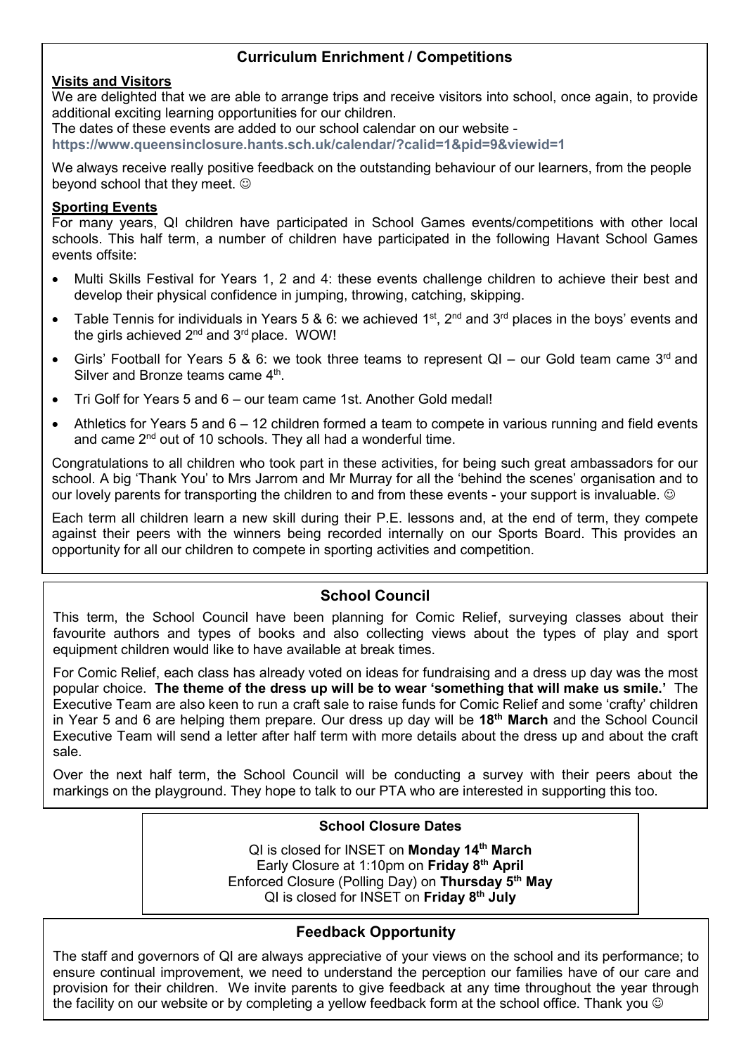## Curriculum Enrichment / Competitions

**Visits and Visitors**

We are delighted that we are able to arrange trips and receive visitors into school, once again, to provide additional exciting learning opportunities for our children.

The dates of these events are added to our school calendar on our website - **https://www.queensinclosure.hants.sch.uk/calendar/?calid=1&pid=9&viewid=1**

We always receive really positive feedback on the outstanding behaviour of our learners, from the people beyond school that they meet. ☺

**Sporting Events**

For many years, QI children have participated in School Games events/competitions with other local schools. This half term, a number of children have participated in the following Havant School Games events offsite:

- Multi Skills Festival for Years 1, 2 and 4: these events challenge children to achieve their best and develop their physical confidence in jumping, throwing, catching, skipping.
- Table Tennis for individuals in Years 5 & 6: we achieved 1st, 2nd and 3rd places in the boys' events and the girls achieved 2nd and 3rd place. WOW!
- Girls' Football for Years 5 & 6: we took three teams to represent QI – our Gold team came 3rd and Silver and Bronze teams came 4th.
- Tri Golf for Years 5 and 6 – our team came 1st. Another Gold medal!
- Athletics for Years 5 and 6 – 12 children formed a team to compete in various running and field events and came 2nd out of 10 schools. They all had a wonderful time.

Congratulations to all children who took part in these activities, for being such great ambassadors for our school. A big 'Thank You' to Mrs Jarrom and Mr Murray for all the 'behind the scenes' organisation and to our lovely parents for transporting the children to and from these events - your support is invaluable. ☺

Each term all children learn a new skill during their P.E. lessons and, at the end of term, they compete against their peers with the winners being recorded internally on our Sports Board. This provides an opportunity for all our children to compete in sporting activities and competition.

## School Council

This term, the School Council have been planning for Comic Relief, surveying classes about their favourite authors and types of books and also collecting views about the types of play and sport equipment children would like to have available at break times.

For Comic Relief, each class has already voted on ideas for fundraising and a dress up day was the most popular choice. **The theme of the dress up will be to wear 'something that will make us smile.'** The Executive Team are also keen to run a craft sale to raise funds for Comic Relief and some 'crafty' children in Year 5 and 6 are helping them prepare. Our dress up day will be **18th March** and the School Council Executive Team will send a letter after half term with more details about the dress up and about the craft sale.

Over the next half term, the School Council will be conducting a survey with their peers about the markings on the playground. They hope to talk to our PTA who are interested in supporting this too.

### School Closure Dates

QI is closed for INSET on **Monday 14th March**
Early Closure at 1:10pm on **Friday 8th April**
Enforced Closure (Polling Day) on **Thursday 5th May**
QI is closed for INSET on **Friday 8th July**

## Feedback Opportunity

The staff and governors of QI are always appreciative of your views on the school and its performance; to ensure continual improvement, we need to understand the perception our families have of our care and provision for their children. We invite parents to give feedback at any time throughout the year through the facility on our website or by completing a yellow feedback form at the school office. Thank you ☺